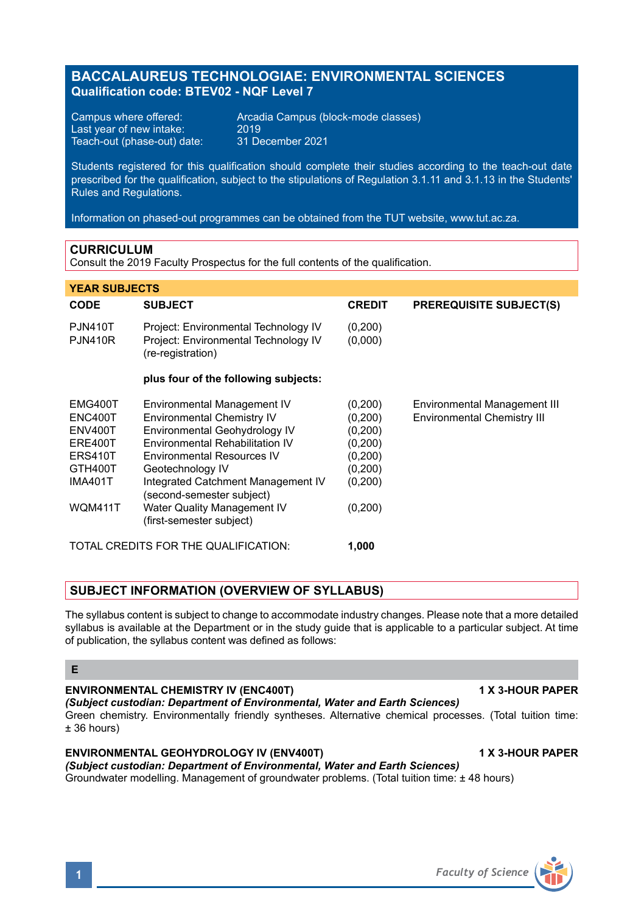# BACCALAUREUS TECHNOLOGIAE: ENVIRONMENTAL SCIENCES

**Qualification code: BTEV02 - NQF Level 7**

Campus where offered: Arcadia Campus (block-mode classes)
Last year of new intake: 2019
Teach-out (phase-out) date: 31 December 2021

Students registered for this qualification should complete their studies according to the teach-out date prescribed for the qualification, subject to the stipulations of Regulation 3.1.11 and 3.1.13 in the Students' Rules and Regulations.

Information on phased-out programmes can be obtained from the TUT website, www.tut.ac.za.

## CURRICULUM

Consult the 2019 Faculty Prospectus for the full contents of the qualification.

### YEAR SUBJECTS

| CODE | SUBJECT | CREDIT | PREREQUISITE SUBJECT(S) |
|---|---|---|---|
| PJN410T | Project: Environmental Technology IV | (0,200) | |
| PJN410R | Project: Environmental Technology IV (re-registration) | (0,000) | |
| | **plus four of the following subjects:** | | |
| EMG400T | Environmental Management IV | (0,200) | Environmental Management III |
| ENC400T | Environmental Chemistry IV | (0,200) | Environmental Chemistry III |
| ENV400T | Environmental Geohydrology IV | (0,200) | |
| ERE400T | Environmental Rehabilitation IV | (0,200) | |
| ERS410T | Environmental Resources IV | (0,200) | |
| GTH400T | Geotechnology IV | (0,200) | |
| IMA401T | Integrated Catchment Management IV (second-semester subject) | (0,200) | |
| WQM411T | Water Quality Management IV (first-semester subject) | (0,200) | |

TOTAL CREDITS FOR THE QUALIFICATION: **1,000**

## SUBJECT INFORMATION (OVERVIEW OF SYLLABUS)

The syllabus content is subject to change to accommodate industry changes. Please note that a more detailed syllabus is available at the Department or in the study guide that is applicable to a particular subject. At time of publication, the syllabus content was defined as follows:

### E

**ENVIRONMENTAL CHEMISTRY IV (ENC400T)** **1 X 3-HOUR PAPER**
***(Subject custodian: Department of Environmental, Water and Earth Sciences)***
Green chemistry. Environmentally friendly syntheses. Alternative chemical processes. (Total tuition time: ± 36 hours)

**ENVIRONMENTAL GEOHYDROLOGY IV (ENV400T)** **1 X 3-HOUR PAPER**
***(Subject custodian: Department of Environmental, Water and Earth Sciences)***
Groundwater modelling. Management of groundwater problems. (Total tuition time: ± 48 hours)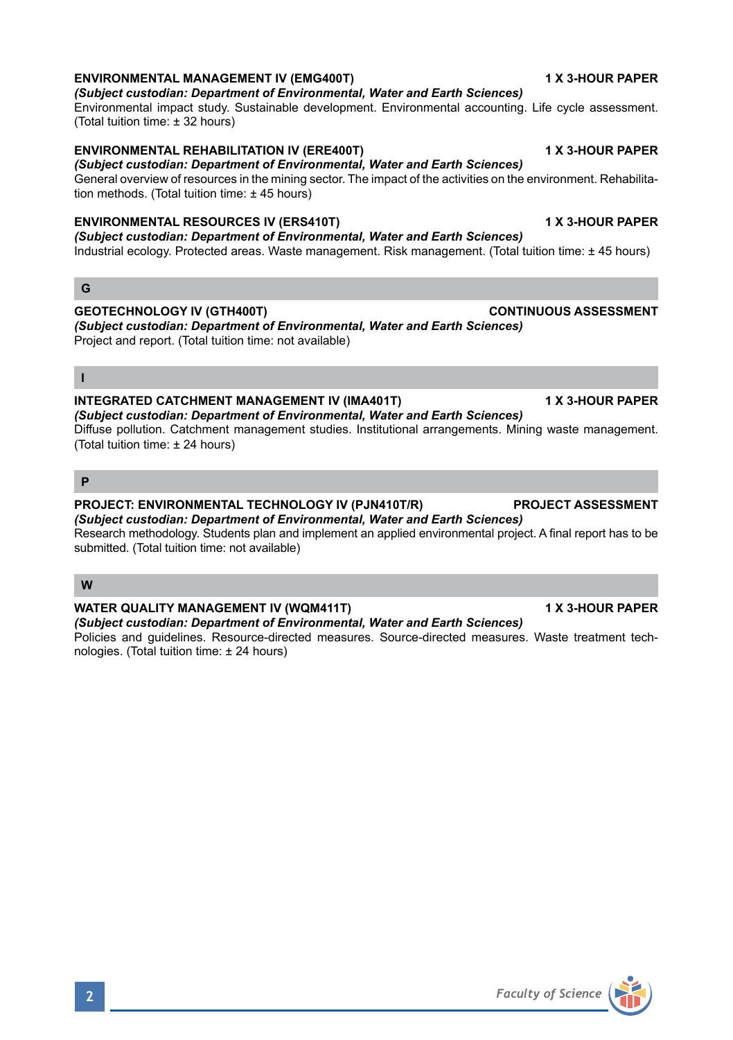**ENVIRONMENTAL MANAGEMENT IV (EMG400T)** **1 X 3-HOUR PAPER**
***(Subject custodian: Department of Environmental, Water and Earth Sciences)***
Environmental impact study. Sustainable development. Environmental accounting. Life cycle assessment. (Total tuition time: ± 32 hours)

**ENVIRONMENTAL REHABILITATION IV (ERE400T)** **1 X 3-HOUR PAPER**
***(Subject custodian: Department of Environmental, Water and Earth Sciences)***
General overview of resources in the mining sector. The impact of the activities on the environment. Rehabilitation methods. (Total tuition time: ± 45 hours)

**ENVIRONMENTAL RESOURCES IV (ERS410T)** **1 X 3-HOUR PAPER**
***(Subject custodian: Department of Environmental, Water and Earth Sciences)***
Industrial ecology. Protected areas. Waste management. Risk management. (Total tuition time: ± 45 hours)

## G

**GEOTECHNOLOGY IV (GTH400T)** **CONTINUOUS ASSESSMENT**
***(Subject custodian: Department of Environmental, Water and Earth Sciences)***
Project and report. (Total tuition time: not available)

## I

**INTEGRATED CATCHMENT MANAGEMENT IV (IMA401T)** **1 X 3-HOUR PAPER**
***(Subject custodian: Department of Environmental, Water and Earth Sciences)***
Diffuse pollution. Catchment management studies. Institutional arrangements. Mining waste management. (Total tuition time: ± 24 hours)

## P

**PROJECT: ENVIRONMENTAL TECHNOLOGY IV (PJN410T/R)** **PROJECT ASSESSMENT**
***(Subject custodian: Department of Environmental, Water and Earth Sciences)***
Research methodology. Students plan and implement an applied environmental project. A final report has to be submitted. (Total tuition time: not available)

## W

**WATER QUALITY MANAGEMENT IV (WQM411T)** **1 X 3-HOUR PAPER**
***(Subject custodian: Department of Environmental, Water and Earth Sciences)***
Policies and guidelines. Resource-directed measures. Source-directed measures. Waste treatment technologies. (Total tuition time: ± 24 hours)